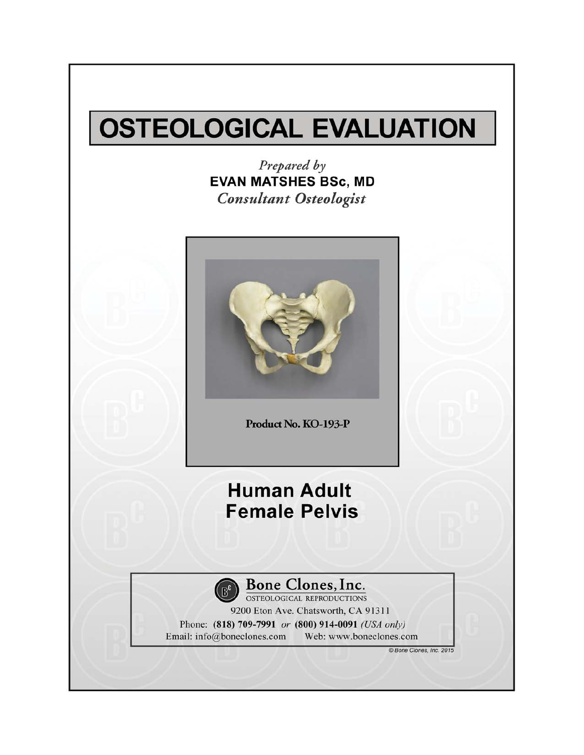# OSTEOLOGICAL EVALUATION

*Prepared by*
**EVAN MATSHES BSc, MD**
*Consultant Osteologist*

**Product No. KO-193-P**

## Human Adult Female Pelvis

**Bone Clones, Inc.**
OSTEOLOGICAL REPRODUCTIONS
9200 Eton Ave. Chatsworth, CA 91311
Phone: **(818) 709-7991** *or* **(800) 914-0091** *(USA only)*
Email: info@boneclones.com Web: www.boneclones.com

© Bone Clones, Inc. 2015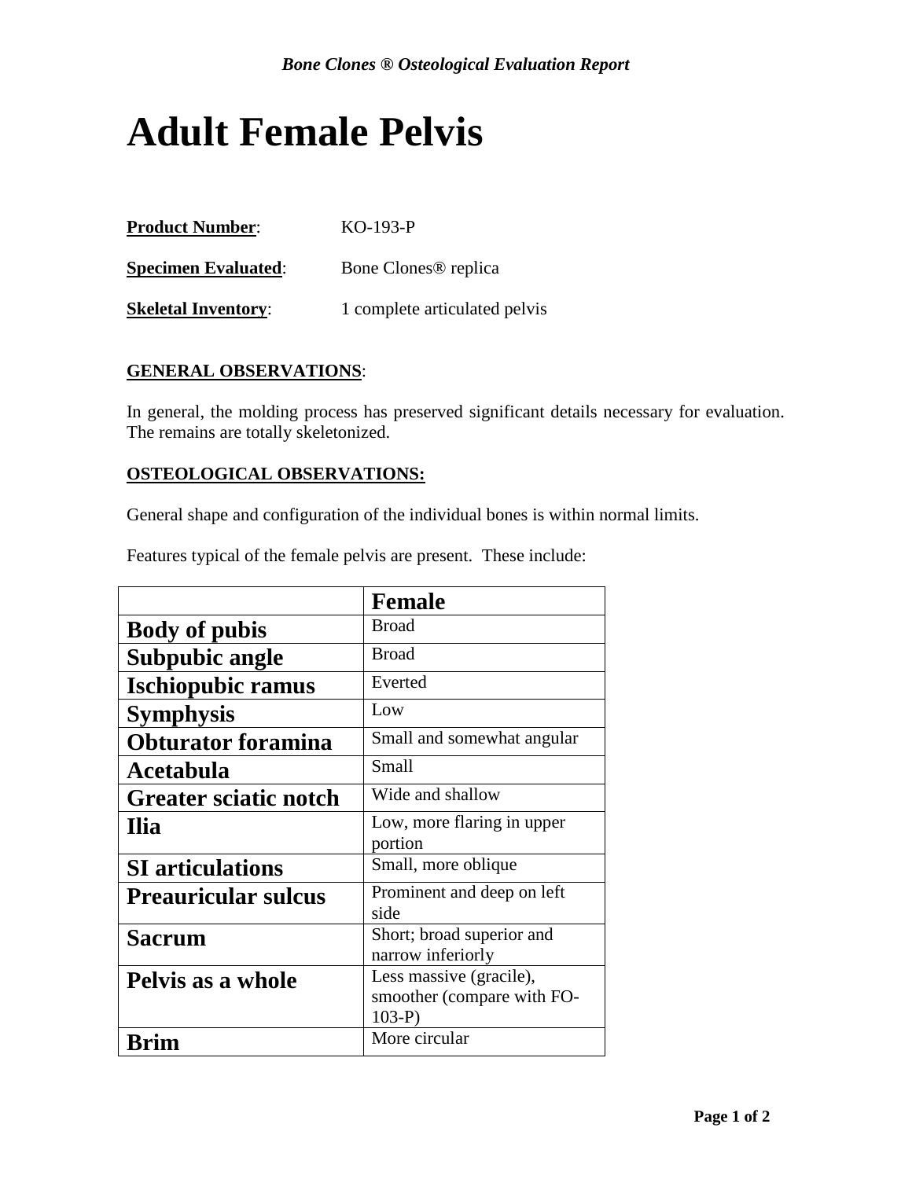# Adult Female Pelvis

**Product Number**: KO-193-P

**Specimen Evaluated**: Bone Clones® replica

**Skeletal Inventory**: 1 complete articulated pelvis

**GENERAL OBSERVATIONS**:

In general, the molding process has preserved significant details necessary for evaluation. The remains are totally skeletonized.

**OSTEOLOGICAL OBSERVATIONS:**

General shape and configuration of the individual bones is within normal limits.

Features typical of the female pelvis are present. These include:

| | **Female** |
|---|---|
| **Body of pubis** | Broad |
| **Subpubic angle** | Broad |
| **Ischiopubic ramus** | Everted |
| **Symphysis** | Low |
| **Obturator foramina** | Small and somewhat angular |
| **Acetabula** | Small |
| **Greater sciatic notch** | Wide and shallow |
| **Ilia** | Low, more flaring in upper portion |
| **SI articulations** | Small, more oblique |
| **Preauricular sulcus** | Prominent and deep on left side |
| **Sacrum** | Short; broad superior and narrow inferiorly |
| **Pelvis as a whole** | Less massive (gracile), smoother (compare with FO-103-P) |
| **Brim** | More circular |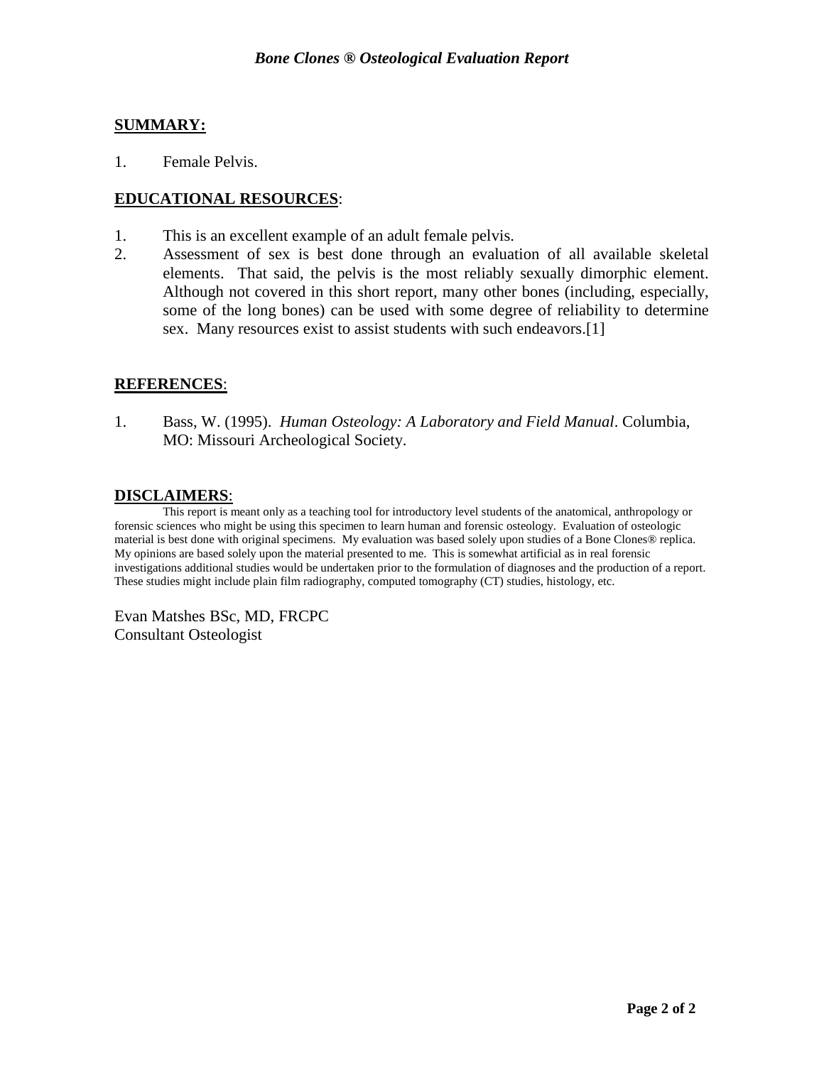## SUMMARY:

1. Female Pelvis.

## EDUCATIONAL RESOURCES:

1. This is an excellent example of an adult female pelvis.
2. Assessment of sex is best done through an evaluation of all available skeletal elements. That said, the pelvis is the most reliably sexually dimorphic element. Although not covered in this short report, many other bones (including, especially, some of the long bones) can be used with some degree of reliability to determine sex. Many resources exist to assist students with such endeavors.[1]

## REFERENCES:

1. Bass, W. (1995). *Human Osteology: A Laboratory and Field Manual*. Columbia, MO: Missouri Archeological Society.

## DISCLAIMERS:

This report is meant only as a teaching tool for introductory level students of the anatomical, anthropology or forensic sciences who might be using this specimen to learn human and forensic osteology. Evaluation of osteologic material is best done with original specimens. My evaluation was based solely upon studies of a Bone Clones® replica. My opinions are based solely upon the material presented to me. This is somewhat artificial as in real forensic investigations additional studies would be undertaken prior to the formulation of diagnoses and the production of a report. These studies might include plain film radiography, computed tomography (CT) studies, histology, etc.

Evan Matshes BSc, MD, FRCPC
Consultant Osteologist